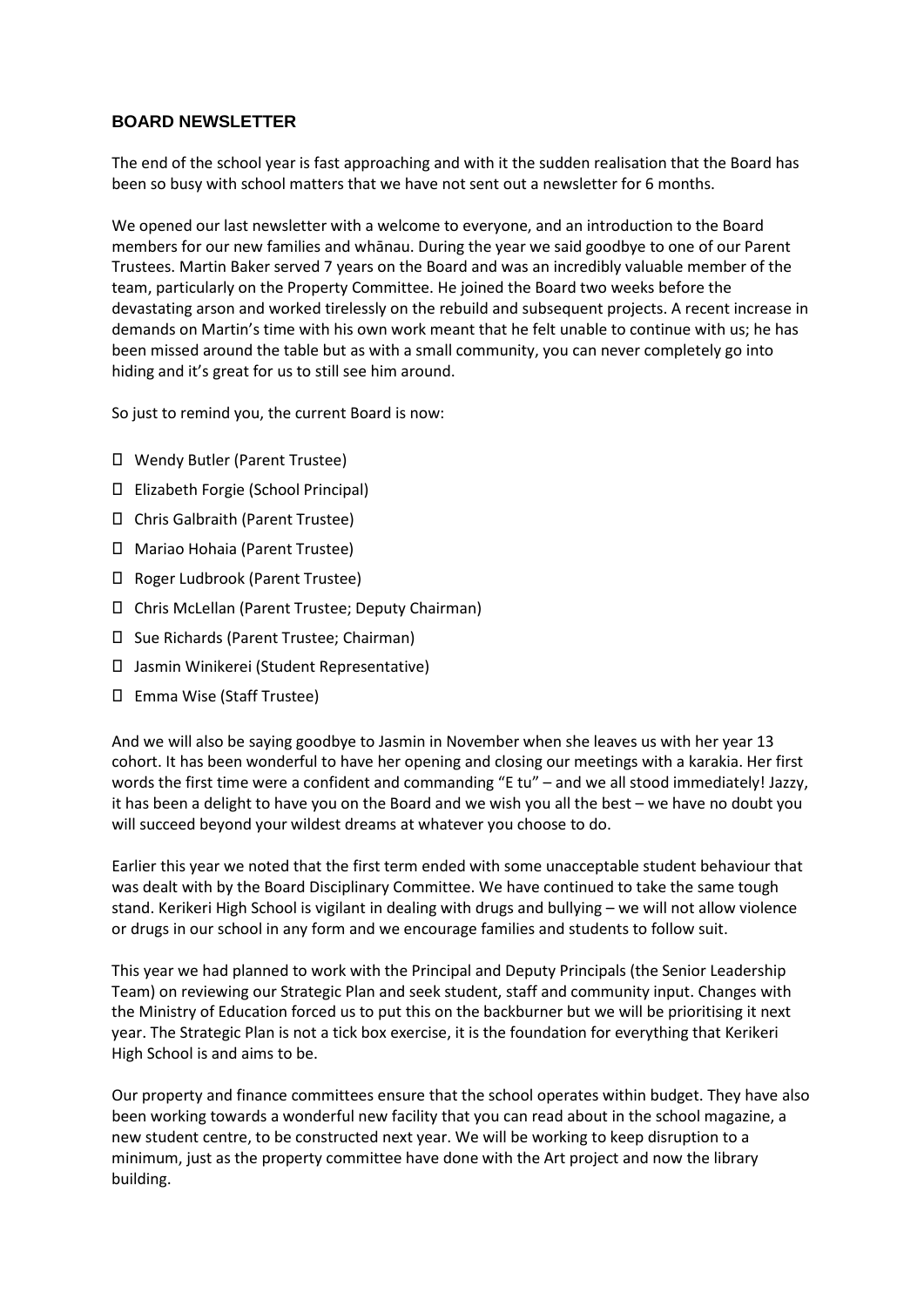## BOARD NEWSLETTER

The end of the school year is fast approaching and with it the sudden realisation that the Board has been so busy with school matters that we have not sent out a newsletter for 6 months.

We opened our last newsletter with a welcome to everyone, and an introduction to the Board members for our new families and whānau. During the year we said goodbye to one of our Parent Trustees. Martin Baker served 7 years on the Board and was an incredibly valuable member of the team, particularly on the Property Committee. He joined the Board two weeks before the devastating arson and worked tirelessly on the rebuild and subsequent projects. A recent increase in demands on Martin's time with his own work meant that he felt unable to continue with us; he has been missed around the table but as with a small community, you can never completely go into hiding and it's great for us to still see him around.

So just to remind you, the current Board is now:

- Wendy Butler (Parent Trustee)
- Elizabeth Forgie (School Principal)
- Chris Galbraith (Parent Trustee)
- Mariao Hohaia (Parent Trustee)
- Roger Ludbrook (Parent Trustee)
- Chris McLellan (Parent Trustee; Deputy Chairman)
- Sue Richards (Parent Trustee; Chairman)
- Jasmin Winikerei (Student Representative)
- Emma Wise (Staff Trustee)

And we will also be saying goodbye to Jasmin in November when she leaves us with her year 13 cohort. It has been wonderful to have her opening and closing our meetings with a karakia. Her first words the first time were a confident and commanding "E tu" – and we all stood immediately! Jazzy, it has been a delight to have you on the Board and we wish you all the best – we have no doubt you will succeed beyond your wildest dreams at whatever you choose to do.

Earlier this year we noted that the first term ended with some unacceptable student behaviour that was dealt with by the Board Disciplinary Committee. We have continued to take the same tough stand. Kerikeri High School is vigilant in dealing with drugs and bullying – we will not allow violence or drugs in our school in any form and we encourage families and students to follow suit.

This year we had planned to work with the Principal and Deputy Principals (the Senior Leadership Team) on reviewing our Strategic Plan and seek student, staff and community input. Changes with the Ministry of Education forced us to put this on the backburner but we will be prioritising it next year. The Strategic Plan is not a tick box exercise, it is the foundation for everything that Kerikeri High School is and aims to be.

Our property and finance committees ensure that the school operates within budget. They have also been working towards a wonderful new facility that you can read about in the school magazine, a new student centre, to be constructed next year. We will be working to keep disruption to a minimum, just as the property committee have done with the Art project and now the library building.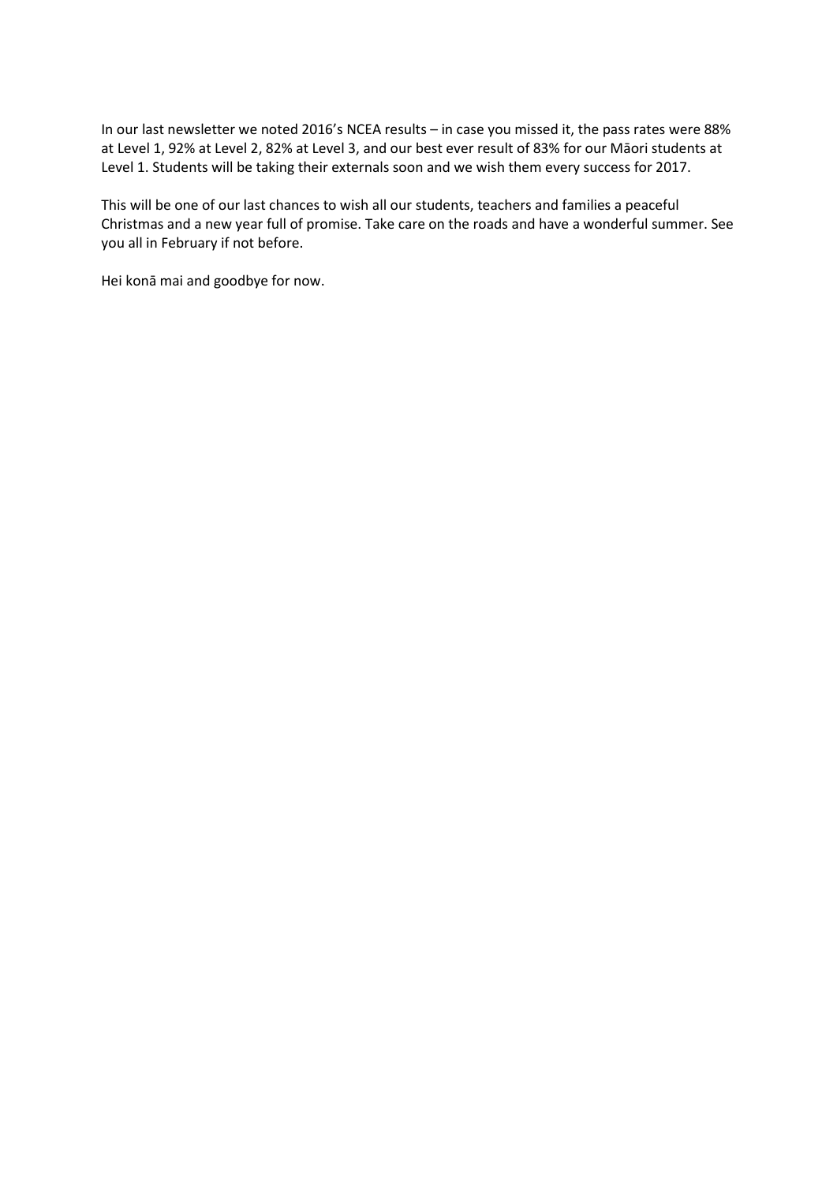In our last newsletter we noted 2016's NCEA results – in case you missed it, the pass rates were 88% at Level 1, 92% at Level 2, 82% at Level 3, and our best ever result of 83% for our Māori students at Level 1. Students will be taking their externals soon and we wish them every success for 2017.

This will be one of our last chances to wish all our students, teachers and families a peaceful Christmas and a new year full of promise. Take care on the roads and have a wonderful summer. See you all in February if not before.

Hei konā mai and goodbye for now.